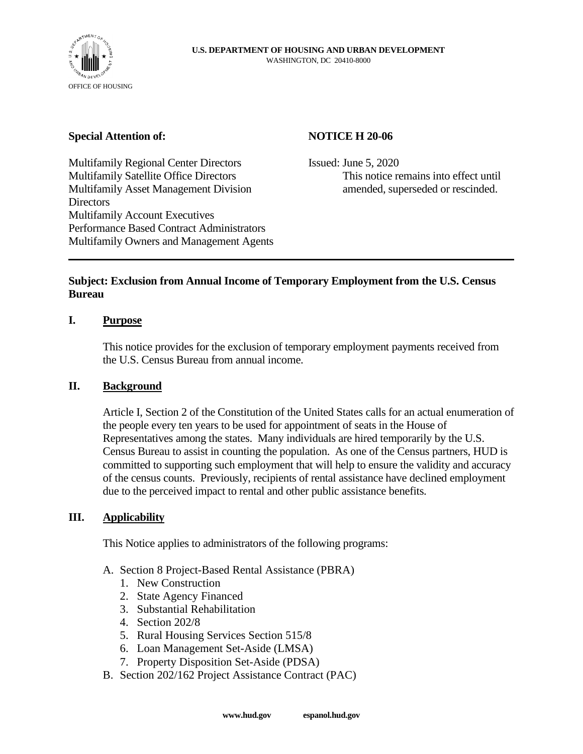U.S. DEPARTMENT OF HOUSING AND URBAN DEVELOPMENT
WASHINGTON, DC 20410-8000

OFFICE OF HOUSING

**Special Attention of:**

Multifamily Regional Center Directors
Multifamily Satellite Office Directors
Multifamily Asset Management Division Directors
Multifamily Account Executives
Performance Based Contract Administrators
Multifamily Owners and Management Agents

**NOTICE H 20-06**

Issued: June 5, 2020
This notice remains into effect until amended, superseded or rescinded.

---

**Subject: Exclusion from Annual Income of Temporary Employment from the U.S. Census Bureau**

## I. Purpose

This notice provides for the exclusion of temporary employment payments received from the U.S. Census Bureau from annual income.

## II. Background

Article I, Section 2 of the Constitution of the United States calls for an actual enumeration of the people every ten years to be used for appointment of seats in the House of Representatives among the states. Many individuals are hired temporarily by the U.S. Census Bureau to assist in counting the population. As one of the Census partners, HUD is committed to supporting such employment that will help to ensure the validity and accuracy of the census counts. Previously, recipients of rental assistance have declined employment due to the perceived impact to rental and other public assistance benefits.

## III. Applicability

This Notice applies to administrators of the following programs:

A. Section 8 Project-Based Rental Assistance (PBRA)
   1. New Construction
   2. State Agency Financed
   3. Substantial Rehabilitation
   4. Section 202/8
   5. Rural Housing Services Section 515/8
   6. Loan Management Set-Aside (LMSA)
   7. Property Disposition Set-Aside (PDSA)

B. Section 202/162 Project Assistance Contract (PAC)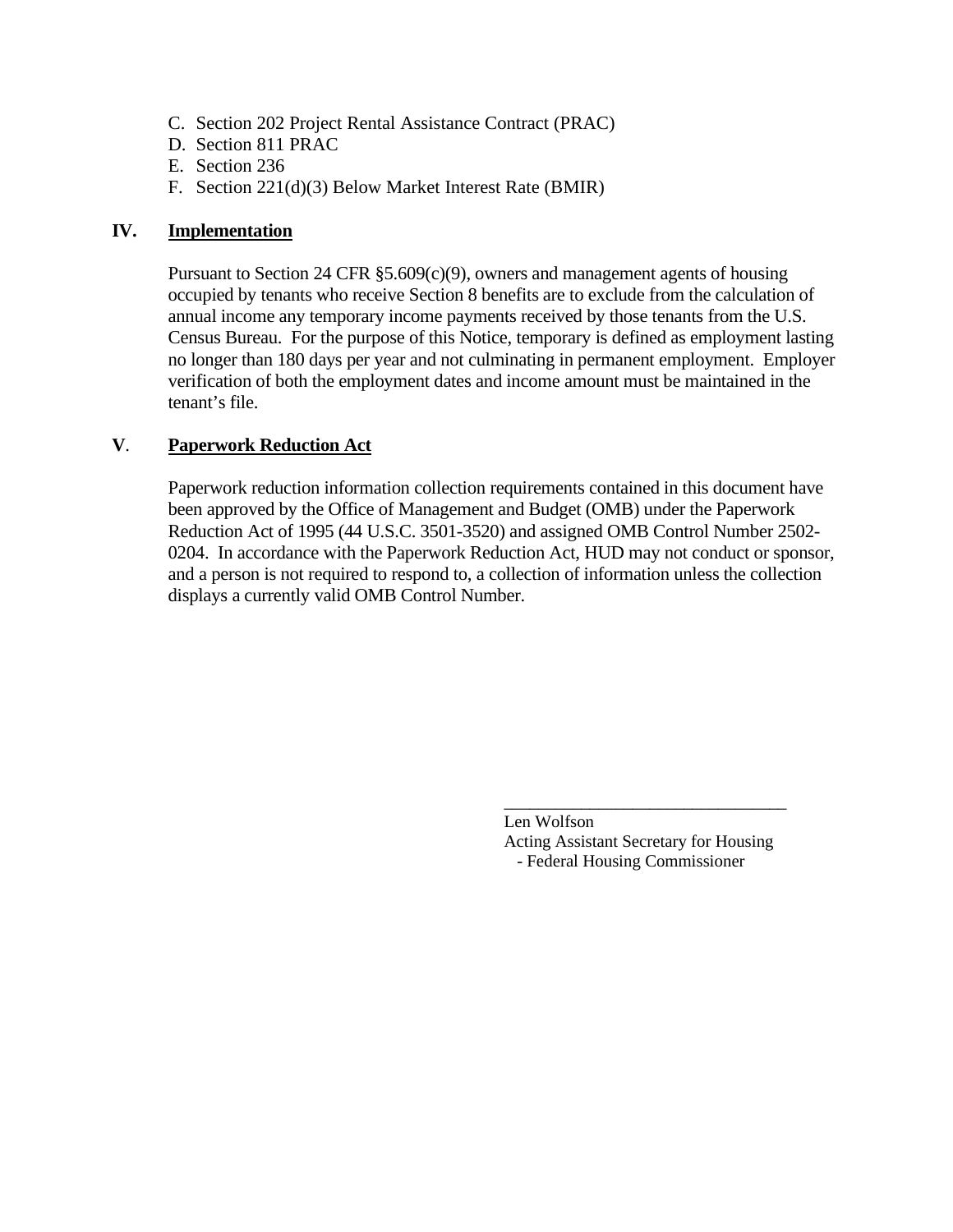C. Section 202 Project Rental Assistance Contract (PRAC)
D. Section 811 PRAC
E. Section 236
F. Section 221(d)(3) Below Market Interest Rate (BMIR)

## IV. <u>Implementation</u>

Pursuant to Section 24 CFR §5.609(c)(9), owners and management agents of housing occupied by tenants who receive Section 8 benefits are to exclude from the calculation of annual income any temporary income payments received by those tenants from the U.S. Census Bureau. For the purpose of this Notice, temporary is defined as employment lasting no longer than 180 days per year and not culminating in permanent employment. Employer verification of both the employment dates and income amount must be maintained in the tenant's file.

## V. <u>Paperwork Reduction Act</u>

Paperwork reduction information collection requirements contained in this document have been approved by the Office of Management and Budget (OMB) under the Paperwork Reduction Act of 1995 (44 U.S.C. 3501-3520) and assigned OMB Control Number 2502-0204. In accordance with the Paperwork Reduction Act, HUD may not conduct or sponsor, and a person is not required to respond to, a collection of information unless the collection displays a currently valid OMB Control Number.

\_\_\_\_\_\_\_\_\_\_\_\_\_\_\_\_\_\_\_\_\_\_\_\_\_\_\_\_\_\_\_\_\_\_
Len Wolfson
Acting Assistant Secretary for Housing
- Federal Housing Commissioner